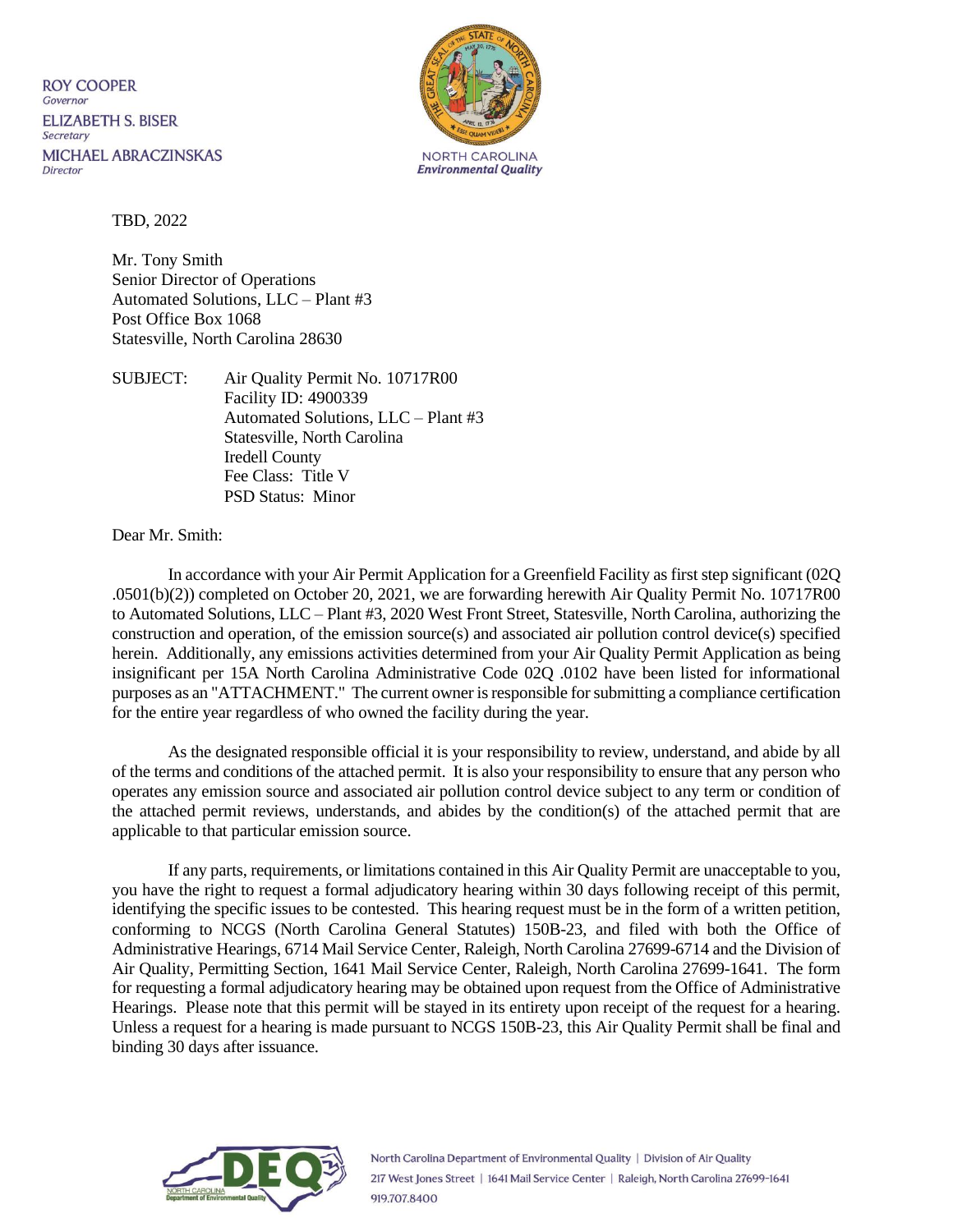ROY COOPER
*Governor*
ELIZABETH S. BISER
*Secretary*
MICHAEL ABRACZINSKAS
*Director*

NORTH CAROLINA
*Environmental Quality*

TBD, 2022

Mr. Tony Smith
Senior Director of Operations
Automated Solutions, LLC – Plant #3
Post Office Box 1068
Statesville, North Carolina 28630

SUBJECT: Air Quality Permit No. 10717R00
Facility ID: 4900339
Automated Solutions, LLC – Plant #3
Statesville, North Carolina
Iredell County
Fee Class: Title V
PSD Status: Minor

Dear Mr. Smith:

In accordance with your Air Permit Application for a Greenfield Facility as first step significant (02Q .0501(b)(2)) completed on October 20, 2021, we are forwarding herewith Air Quality Permit No. 10717R00 to Automated Solutions, LLC – Plant #3, 2020 West Front Street, Statesville, North Carolina, authorizing the construction and operation, of the emission source(s) and associated air pollution control device(s) specified herein. Additionally, any emissions activities determined from your Air Quality Permit Application as being insignificant per 15A North Carolina Administrative Code 02Q .0102 have been listed for informational purposes as an "ATTACHMENT." The current owner is responsible for submitting a compliance certification for the entire year regardless of who owned the facility during the year.

As the designated responsible official it is your responsibility to review, understand, and abide by all of the terms and conditions of the attached permit. It is also your responsibility to ensure that any person who operates any emission source and associated air pollution control device subject to any term or condition of the attached permit reviews, understands, and abides by the condition(s) of the attached permit that are applicable to that particular emission source.

If any parts, requirements, or limitations contained in this Air Quality Permit are unacceptable to you, you have the right to request a formal adjudicatory hearing within 30 days following receipt of this permit, identifying the specific issues to be contested. This hearing request must be in the form of a written petition, conforming to NCGS (North Carolina General Statutes) 150B-23, and filed with both the Office of Administrative Hearings, 6714 Mail Service Center, Raleigh, North Carolina 27699-6714 and the Division of Air Quality, Permitting Section, 1641 Mail Service Center, Raleigh, North Carolina 27699-1641. The form for requesting a formal adjudicatory hearing may be obtained upon request from the Office of Administrative Hearings. Please note that this permit will be stayed in its entirety upon receipt of the request for a hearing. Unless a request for a hearing is made pursuant to NCGS 150B-23, this Air Quality Permit shall be final and binding 30 days after issuance.

North Carolina Department of Environmental Quality | Division of Air Quality
217 West Jones Street | 1641 Mail Service Center | Raleigh, North Carolina 27699-1641
919.707.8400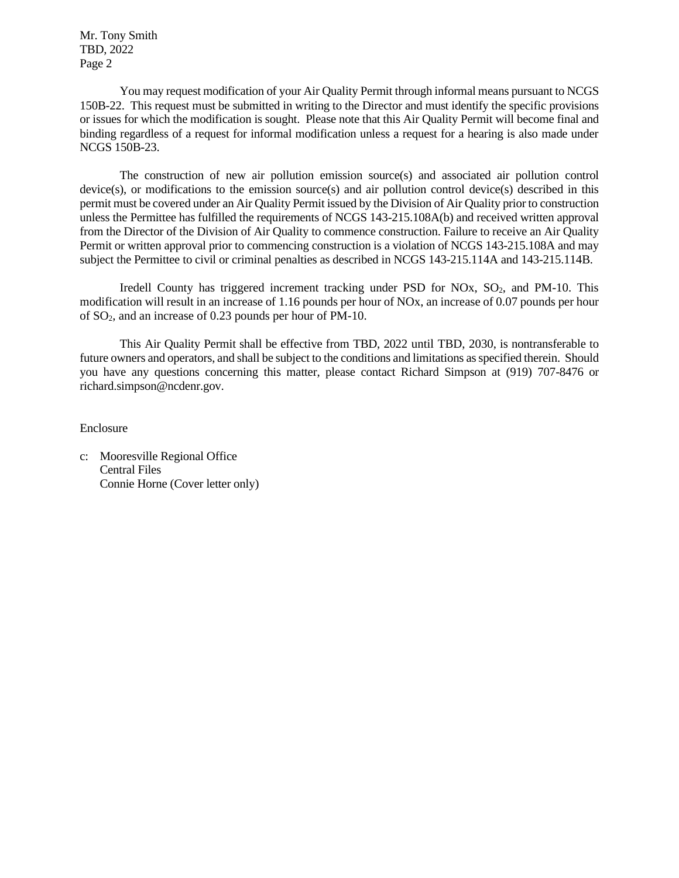You may request modification of your Air Quality Permit through informal means pursuant to NCGS 150B-22. This request must be submitted in writing to the Director and must identify the specific provisions or issues for which the modification is sought. Please note that this Air Quality Permit will become final and binding regardless of a request for informal modification unless a request for a hearing is also made under NCGS 150B-23.

The construction of new air pollution emission source(s) and associated air pollution control device(s), or modifications to the emission source(s) and air pollution control device(s) described in this permit must be covered under an Air Quality Permit issued by the Division of Air Quality prior to construction unless the Permittee has fulfilled the requirements of NCGS 143-215.108A(b) and received written approval from the Director of the Division of Air Quality to commence construction. Failure to receive an Air Quality Permit or written approval prior to commencing construction is a violation of NCGS 143-215.108A and may subject the Permittee to civil or criminal penalties as described in NCGS 143-215.114A and 143-215.114B.

Iredell County has triggered increment tracking under PSD for NOx, $SO_2$, and PM-10. This modification will result in an increase of 1.16 pounds per hour of NOx, an increase of 0.07 pounds per hour of $SO_2$, and an increase of 0.23 pounds per hour of PM-10.

This Air Quality Permit shall be effective from TBD, 2022 until TBD, 2030, is nontransferable to future owners and operators, and shall be subject to the conditions and limitations as specified therein. Should you have any questions concerning this matter, please contact Richard Simpson at (919) 707-8476 or richard.simpson@ncdenr.gov.

Enclosure

c: Mooresville Regional Office
   Central Files
   Connie Horne (Cover letter only)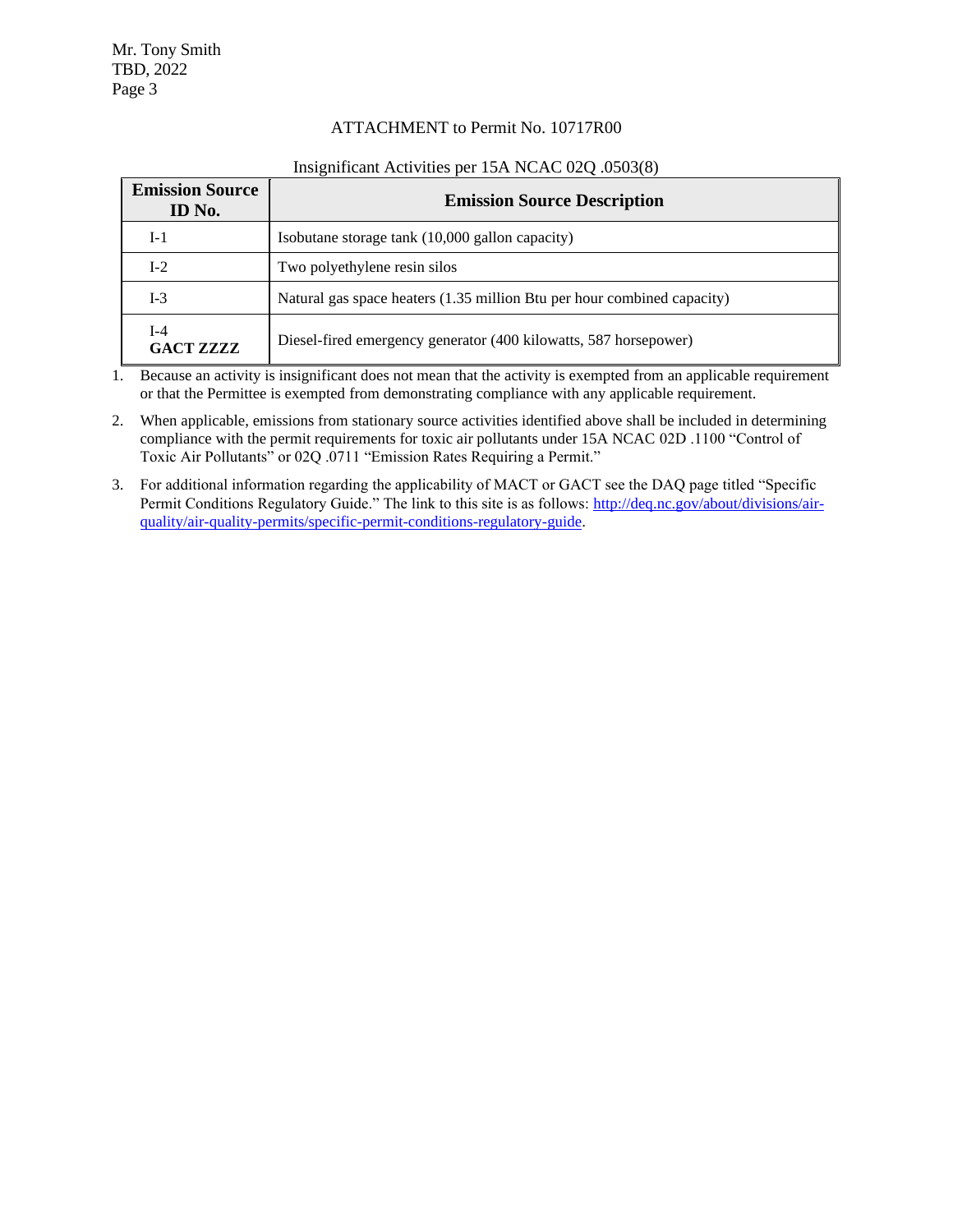ATTACHMENT to Permit No. 10717R00

Insignificant Activities per 15A NCAC 02Q .0503(8)

| Emission Source ID No. | Emission Source Description |
|---|---|
| I-1 | Isobutane storage tank (10,000 gallon capacity) |
| I-2 | Two polyethylene resin silos |
| I-3 | Natural gas space heaters (1.35 million Btu per hour combined capacity) |
| I-4 **GACT ZZZZ** | Diesel-fired emergency generator (400 kilowatts, 587 horsepower) |

1. Because an activity is insignificant does not mean that the activity is exempted from an applicable requirement or that the Permittee is exempted from demonstrating compliance with any applicable requirement.
2. When applicable, emissions from stationary source activities identified above shall be included in determining compliance with the permit requirements for toxic air pollutants under 15A NCAC 02D .1100 "Control of Toxic Air Pollutants" or 02Q .0711 "Emission Rates Requiring a Permit."
3. For additional information regarding the applicability of MACT or GACT see the DAQ page titled "Specific Permit Conditions Regulatory Guide." The link to this site is as follows: [http://deq.nc.gov/about/divisions/air-quality/air-quality-permits/specific-permit-conditions-regulatory-guide](http://deq.nc.gov/about/divisions/air-quality/air-quality-permits/specific-permit-conditions-regulatory-guide).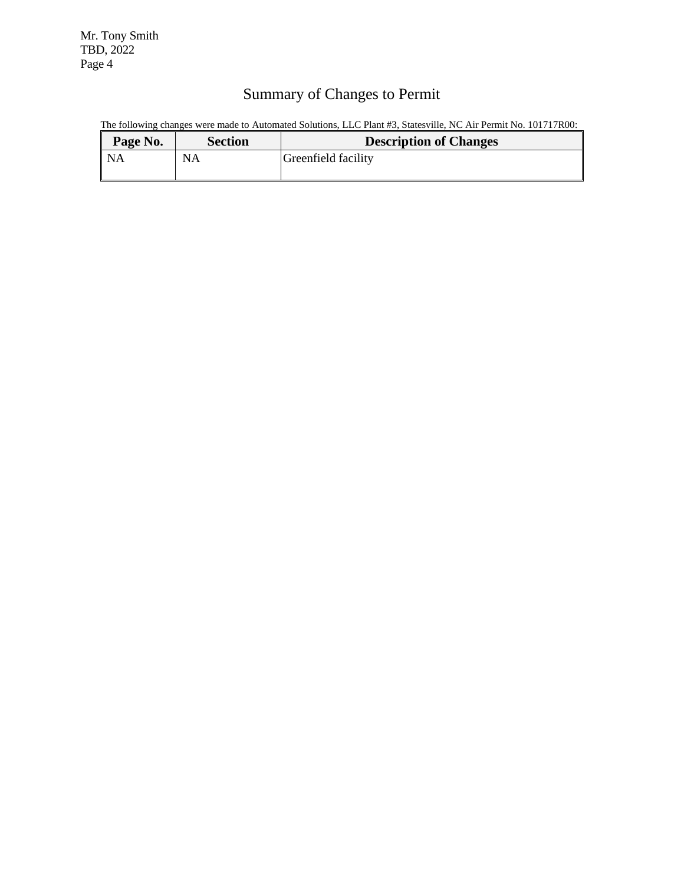# Summary of Changes to Permit

The following changes were made to Automated Solutions, LLC Plant #3, Statesville, NC Air Permit No. 101717R00:

| Page No. | Section | Description of Changes |
|---|---|---|
| NA | NA | Greenfield facility |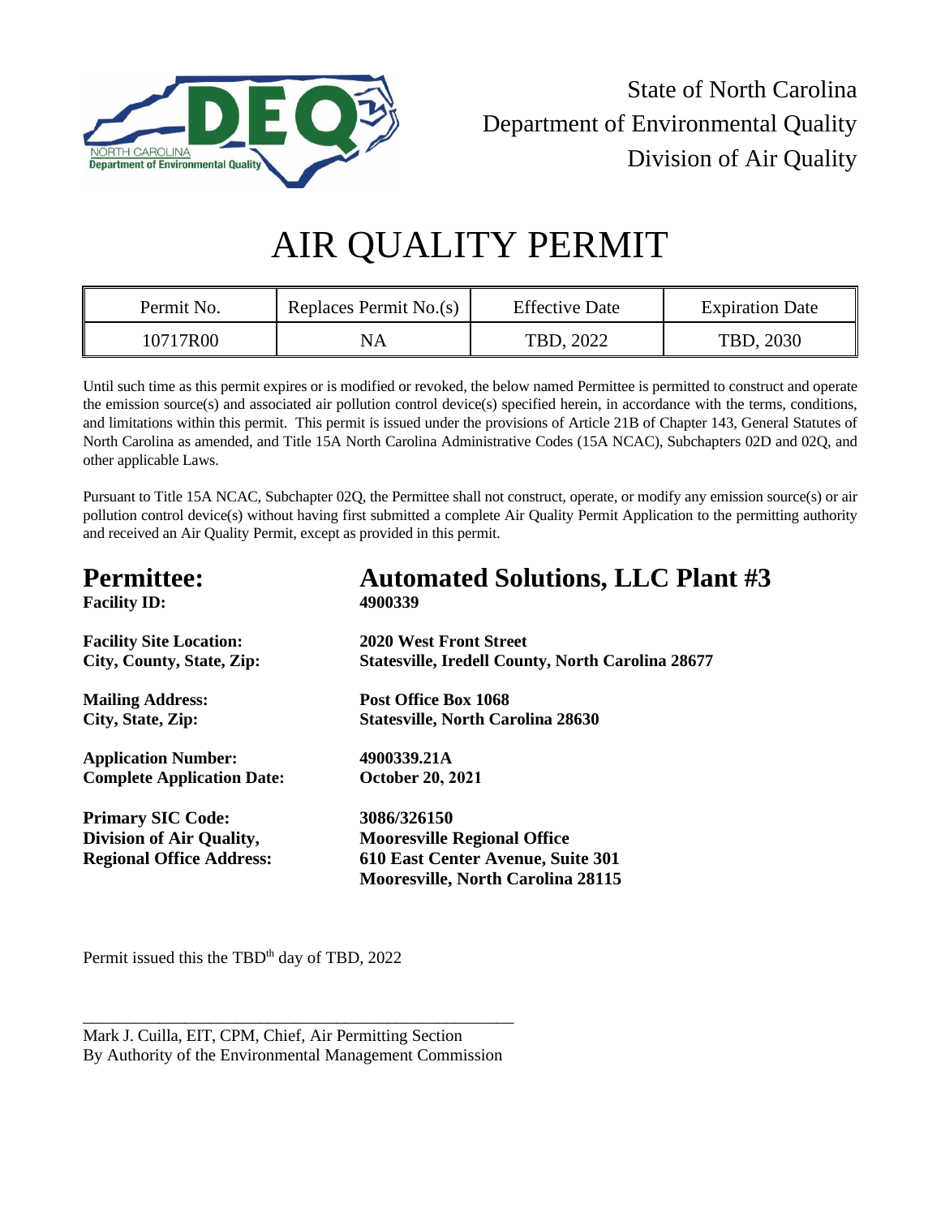State of North Carolina
Department of Environmental Quality
Division of Air Quality

# AIR QUALITY PERMIT

| Permit No. | Replaces Permit No.(s) | Effective Date | Expiration Date |
|---|---|---|---|
| 10717R00 | NA | TBD, 2022 | TBD, 2030 |

Until such time as this permit expires or is modified or revoked, the below named Permittee is permitted to construct and operate the emission source(s) and associated air pollution control device(s) specified herein, in accordance with the terms, conditions, and limitations within this permit. This permit is issued under the provisions of Article 21B of Chapter 143, General Statutes of North Carolina as amended, and Title 15A North Carolina Administrative Codes (15A NCAC), Subchapters 02D and 02Q, and other applicable Laws.

Pursuant to Title 15A NCAC, Subchapter 02Q, the Permittee shall not construct, operate, or modify any emission source(s) or air pollution control device(s) without having first submitted a complete Air Quality Permit Application to the permitting authority and received an Air Quality Permit, except as provided in this permit.

## Permittee: Automated Solutions, LLC Plant #3

**Facility ID:** **4900339**

**Facility Site Location:** **2020 West Front Street**
**City, County, State, Zip:** **Statesville, Iredell County, North Carolina 28677**

**Mailing Address:** **Post Office Box 1068**
**City, State, Zip:** **Statesville, North Carolina 28630**

**Application Number:** **4900339.21A**
**Complete Application Date:** **October 20, 2021**

**Primary SIC Code:** **3086/326150**
**Division of Air Quality, Regional Office Address:** **Mooresville Regional Office, 610 East Center Avenue, Suite 301, Mooresville, North Carolina 28115**

Permit issued this the TBD[th] day of TBD, 2022

\_\_\_\_\_\_\_\_\_\_\_\_\_\_\_\_\_\_\_\_\_\_\_\_\_\_\_\_\_\_\_\_\_\_\_\_\_\_\_\_\_\_\_\_\_\_\_\_\_\_

Mark J. Cuilla, EIT, CPM, Chief, Air Permitting Section
By Authority of the Environmental Management Commission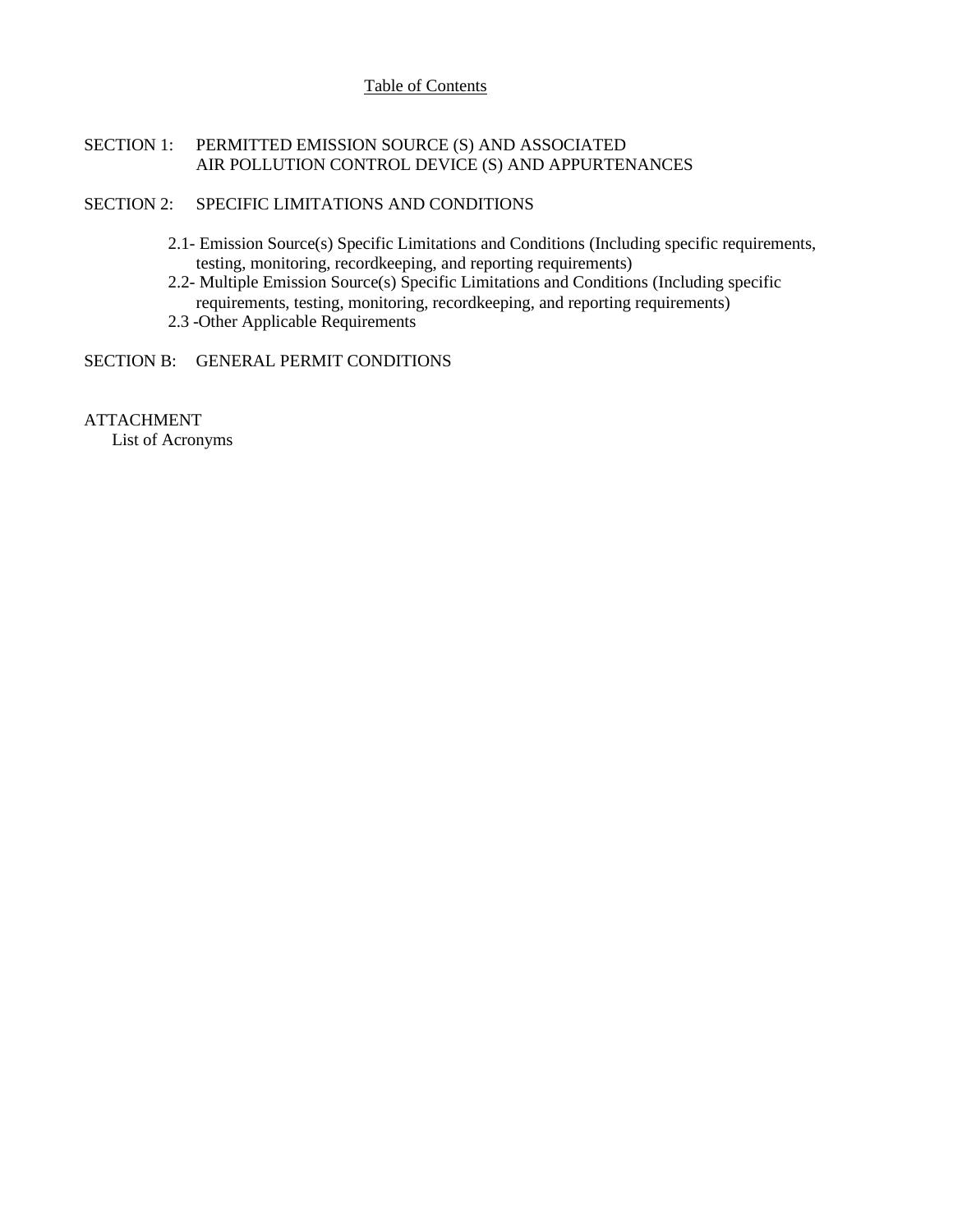# Table of Contents

SECTION 1: PERMITTED EMISSION SOURCE (S) AND ASSOCIATED AIR POLLUTION CONTROL DEVICE (S) AND APPURTENANCES

SECTION 2: SPECIFIC LIMITATIONS AND CONDITIONS

2.1- Emission Source(s) Specific Limitations and Conditions (Including specific requirements, testing, monitoring, recordkeeping, and reporting requirements)

2.2- Multiple Emission Source(s) Specific Limitations and Conditions (Including specific requirements, testing, monitoring, recordkeeping, and reporting requirements)

2.3 -Other Applicable Requirements

SECTION B: GENERAL PERMIT CONDITIONS

ATTACHMENT

List of Acronyms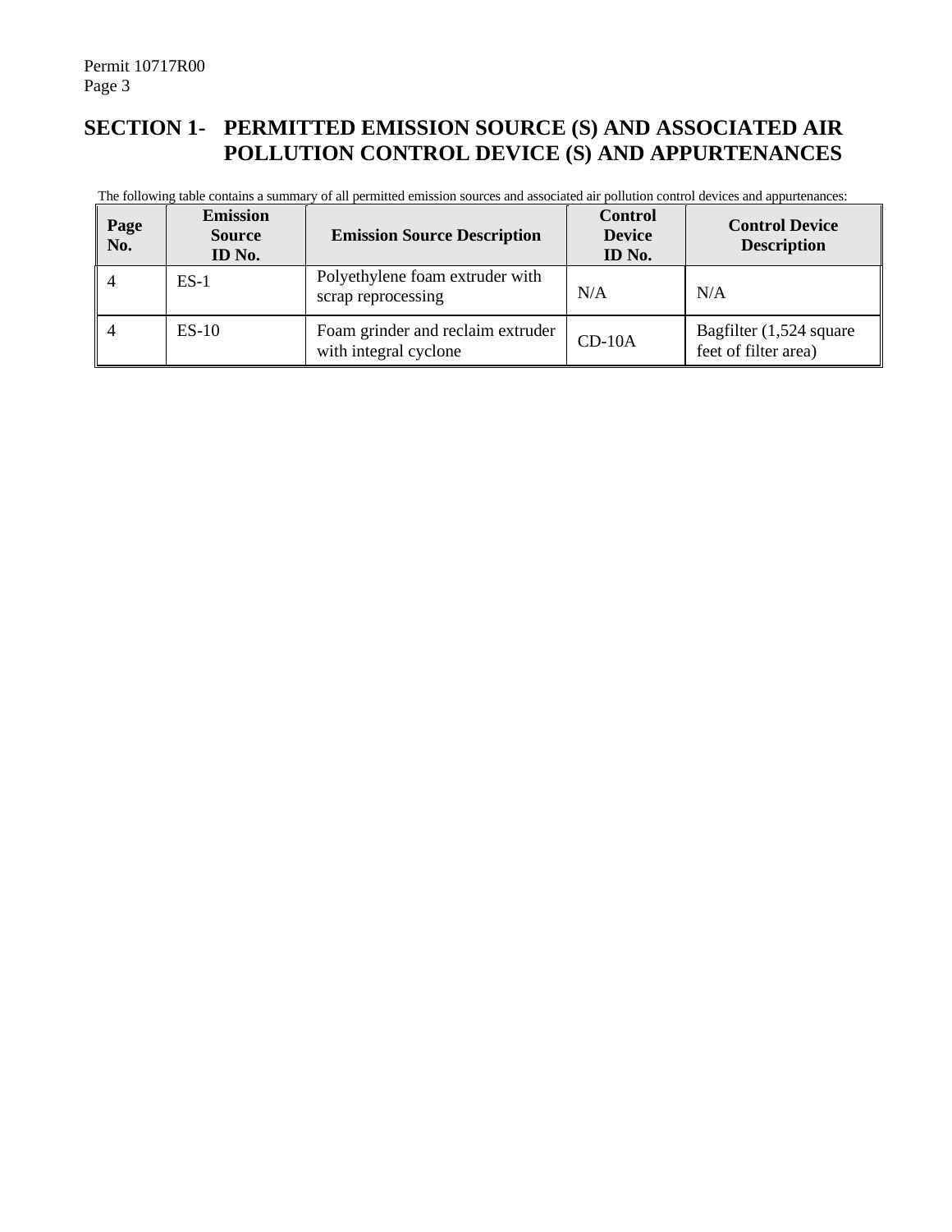## SECTION 1- PERMITTED EMISSION SOURCE (S) AND ASSOCIATED AIR POLLUTION CONTROL DEVICE (S) AND APPURTENANCES

The following table contains a summary of all permitted emission sources and associated air pollution control devices and appurtenances:

| Page No. | Emission Source ID No. | Emission Source Description | Control Device ID No. | Control Device Description |
|---|---|---|---|---|
| 4 | ES-1 | Polyethylene foam extruder with scrap reprocessing | N/A | N/A |
| 4 | ES-10 | Foam grinder and reclaim extruder with integral cyclone | CD-10A | Bagfilter (1,524 square feet of filter area) |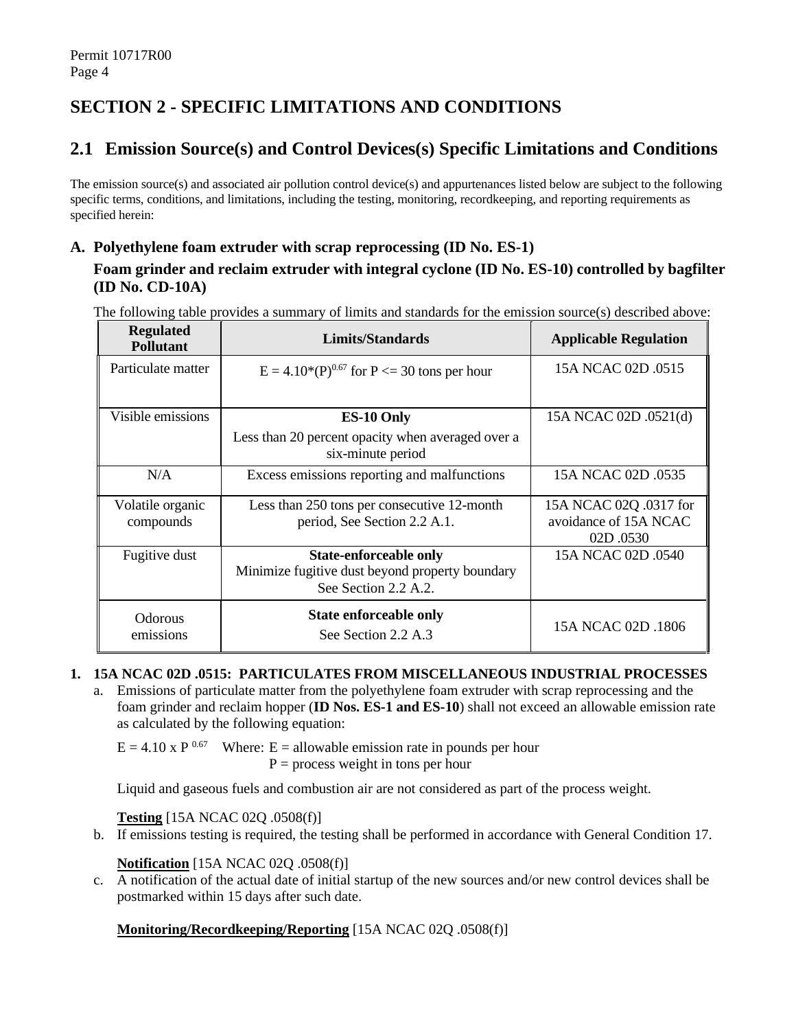# SECTION 2 - SPECIFIC LIMITATIONS AND CONDITIONS

## 2.1 Emission Source(s) and Control Devices(s) Specific Limitations and Conditions

The emission source(s) and associated air pollution control device(s) and appurtenances listed below are subject to the following specific terms, conditions, and limitations, including the testing, monitoring, recordkeeping, and reporting requirements as specified herein:

### A. Polyethylene foam extruder with scrap reprocessing (ID No. ES-1)

**Foam grinder and reclaim extruder with integral cyclone (ID No. ES-10) controlled by bagfilter (ID No. CD-10A)**

The following table provides a summary of limits and standards for the emission source(s) described above:

| Regulated Pollutant | Limits/Standards | Applicable Regulation |
|---|---|---|
| Particulate matter | $E = 4.10*(P)^{0.67}$ for P <= 30 tons per hour | 15A NCAC 02D .0515 |
| Visible emissions | **ES-10 Only** Less than 20 percent opacity when averaged over a six-minute period | 15A NCAC 02D .0521(d) |
| N/A | Excess emissions reporting and malfunctions | 15A NCAC 02D .0535 |
| Volatile organic compounds | Less than 250 tons per consecutive 12-month period, See Section 2.2 A.1. | 15A NCAC 02Q .0317 for avoidance of 15A NCAC 02D .0530 |
| Fugitive dust | **State-enforceable only** Minimize fugitive dust beyond property boundary See Section 2.2 A.2. | 15A NCAC 02D .0540 |
| Odorous emissions | **State enforceable only** See Section 2.2 A.3 | 15A NCAC 02D .1806 |

**1. 15A NCAC 02D .0515: PARTICULATES FROM MISCELLANEOUS INDUSTRIAL PROCESSES**

a. Emissions of particulate matter from the polyethylene foam extruder with scrap reprocessing and the foam grinder and reclaim hopper (**ID Nos. ES-1 and ES-10**) shall not exceed an allowable emission rate as calculated by the following equation:

$E = 4.10 \times P^{0.67}$ Where: E = allowable emission rate in pounds per hour
P = process weight in tons per hour

Liquid and gaseous fuels and combustion air are not considered as part of the process weight.

**Testing** [15A NCAC 02Q .0508(f)]

b. If emissions testing is required, the testing shall be performed in accordance with General Condition 17.

**Notification** [15A NCAC 02Q .0508(f)]

c. A notification of the actual date of initial startup of the new sources and/or new control devices shall be postmarked within 15 days after such date.

**Monitoring/Recordkeeping/Reporting** [15A NCAC 02Q .0508(f)]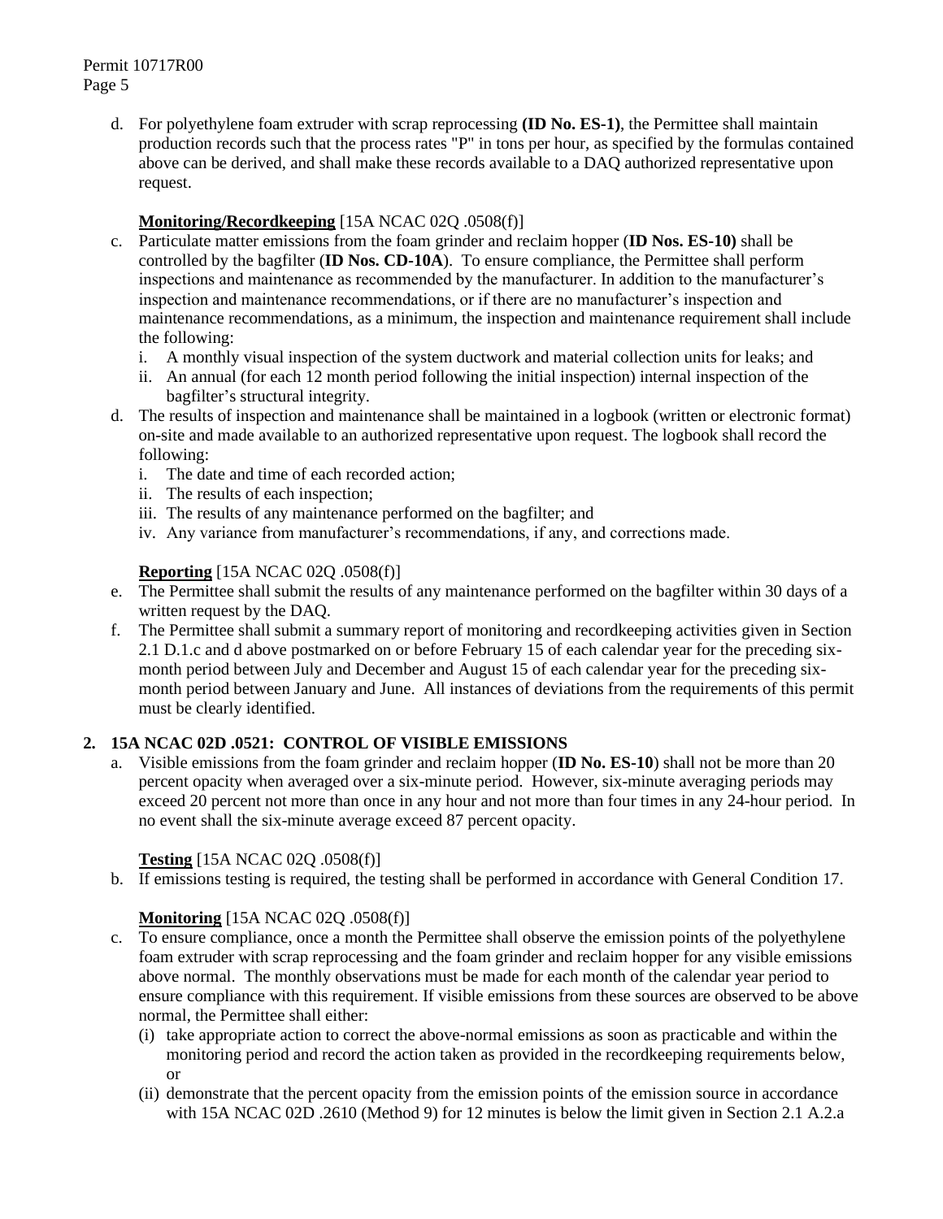d. For polyethylene foam extruder with scrap reprocessing **(ID No. ES-1)**, the Permittee shall maintain production records such that the process rates "P" in tons per hour, as specified by the formulas contained above can be derived, and shall make these records available to a DAQ authorized representative upon request.

**Monitoring/Recordkeeping** [15A NCAC 02Q .0508(f)]

c. Particulate matter emissions from the foam grinder and reclaim hopper (**ID Nos. ES-10)** shall be controlled by the bagfilter (**ID Nos. CD-10A**). To ensure compliance, the Permittee shall perform inspections and maintenance as recommended by the manufacturer. In addition to the manufacturer's inspection and maintenance recommendations, or if there are no manufacturer's inspection and maintenance recommendations, as a minimum, the inspection and maintenance requirement shall include the following:
   i. A monthly visual inspection of the system ductwork and material collection units for leaks; and
   ii. An annual (for each 12 month period following the initial inspection) internal inspection of the bagfilter's structural integrity.

d. The results of inspection and maintenance shall be maintained in a logbook (written or electronic format) on-site and made available to an authorized representative upon request. The logbook shall record the following:
   i. The date and time of each recorded action;
   ii. The results of each inspection;
   iii. The results of any maintenance performed on the bagfilter; and
   iv. Any variance from manufacturer's recommendations, if any, and corrections made.

**Reporting** [15A NCAC 02Q .0508(f)]

e. The Permittee shall submit the results of any maintenance performed on the bagfilter within 30 days of a written request by the DAQ.

f. The Permittee shall submit a summary report of monitoring and recordkeeping activities given in Section 2.1 D.1.c and d above postmarked on or before February 15 of each calendar year for the preceding six-month period between July and December and August 15 of each calendar year for the preceding six-month period between January and June. All instances of deviations from the requirements of this permit must be clearly identified.

**2. 15A NCAC 02D .0521: CONTROL OF VISIBLE EMISSIONS**

a. Visible emissions from the foam grinder and reclaim hopper (**ID No. ES-10**) shall not be more than 20 percent opacity when averaged over a six-minute period. However, six-minute averaging periods may exceed 20 percent not more than once in any hour and not more than four times in any 24-hour period. In no event shall the six-minute average exceed 87 percent opacity.

**Testing** [15A NCAC 02Q .0508(f)]

b. If emissions testing is required, the testing shall be performed in accordance with General Condition 17.

**Monitoring** [15A NCAC 02Q .0508(f)]

c. To ensure compliance, once a month the Permittee shall observe the emission points of the polyethylene foam extruder with scrap reprocessing and the foam grinder and reclaim hopper for any visible emissions above normal. The monthly observations must be made for each month of the calendar year period to ensure compliance with this requirement. If visible emissions from these sources are observed to be above normal, the Permittee shall either:
   (i) take appropriate action to correct the above-normal emissions as soon as practicable and within the monitoring period and record the action taken as provided in the recordkeeping requirements below, or
   (ii) demonstrate that the percent opacity from the emission points of the emission source in accordance with 15A NCAC 02D .2610 (Method 9) for 12 minutes is below the limit given in Section 2.1 A.2.a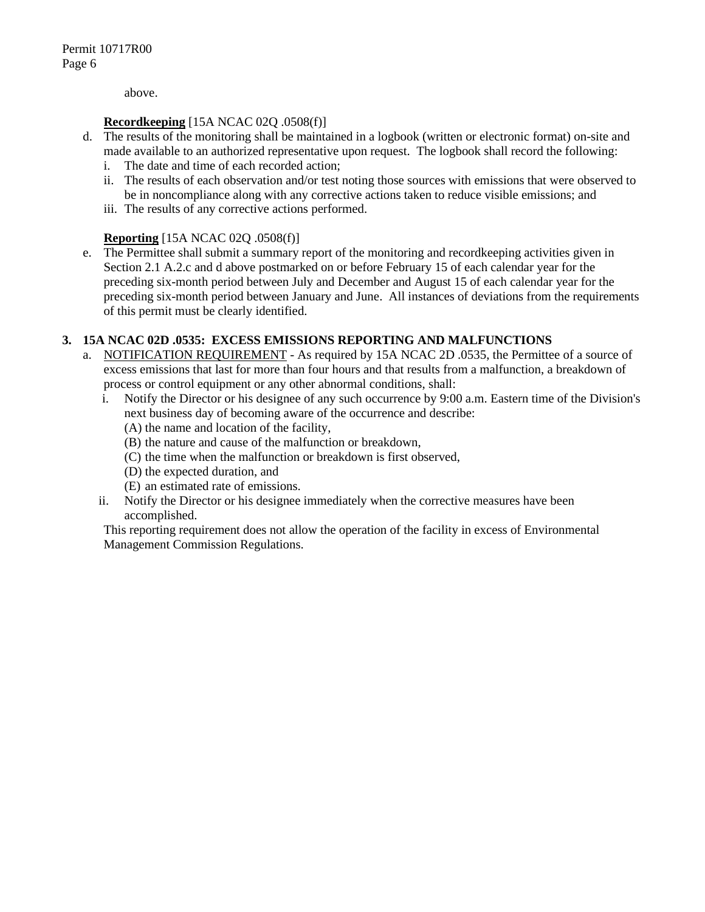above.

**Recordkeeping** [15A NCAC 02Q .0508(f)]

d. The results of the monitoring shall be maintained in a logbook (written or electronic format) on-site and made available to an authorized representative upon request. The logbook shall record the following:
   i. The date and time of each recorded action;
   ii. The results of each observation and/or test noting those sources with emissions that were observed to be in noncompliance along with any corrective actions taken to reduce visible emissions; and
   iii. The results of any corrective actions performed.

**Reporting** [15A NCAC 02Q .0508(f)]

e. The Permittee shall submit a summary report of the monitoring and recordkeeping activities given in Section 2.1 A.2.c and d above postmarked on or before February 15 of each calendar year for the preceding six-month period between July and December and August 15 of each calendar year for the preceding six-month period between January and June. All instances of deviations from the requirements of this permit must be clearly identified.

**3. 15A NCAC 02D .0535: EXCESS EMISSIONS REPORTING AND MALFUNCTIONS**

a. NOTIFICATION REQUIREMENT - As required by 15A NCAC 2D .0535, the Permittee of a source of excess emissions that last for more than four hours and that results from a malfunction, a breakdown of process or control equipment or any other abnormal conditions, shall:
   i. Notify the Director or his designee of any such occurrence by 9:00 a.m. Eastern time of the Division's next business day of becoming aware of the occurrence and describe:
      (A) the name and location of the facility,
      (B) the nature and cause of the malfunction or breakdown,
      (C) the time when the malfunction or breakdown is first observed,
      (D) the expected duration, and
      (E) an estimated rate of emissions.
   ii. Notify the Director or his designee immediately when the corrective measures have been accomplished.

   This reporting requirement does not allow the operation of the facility in excess of Environmental Management Commission Regulations.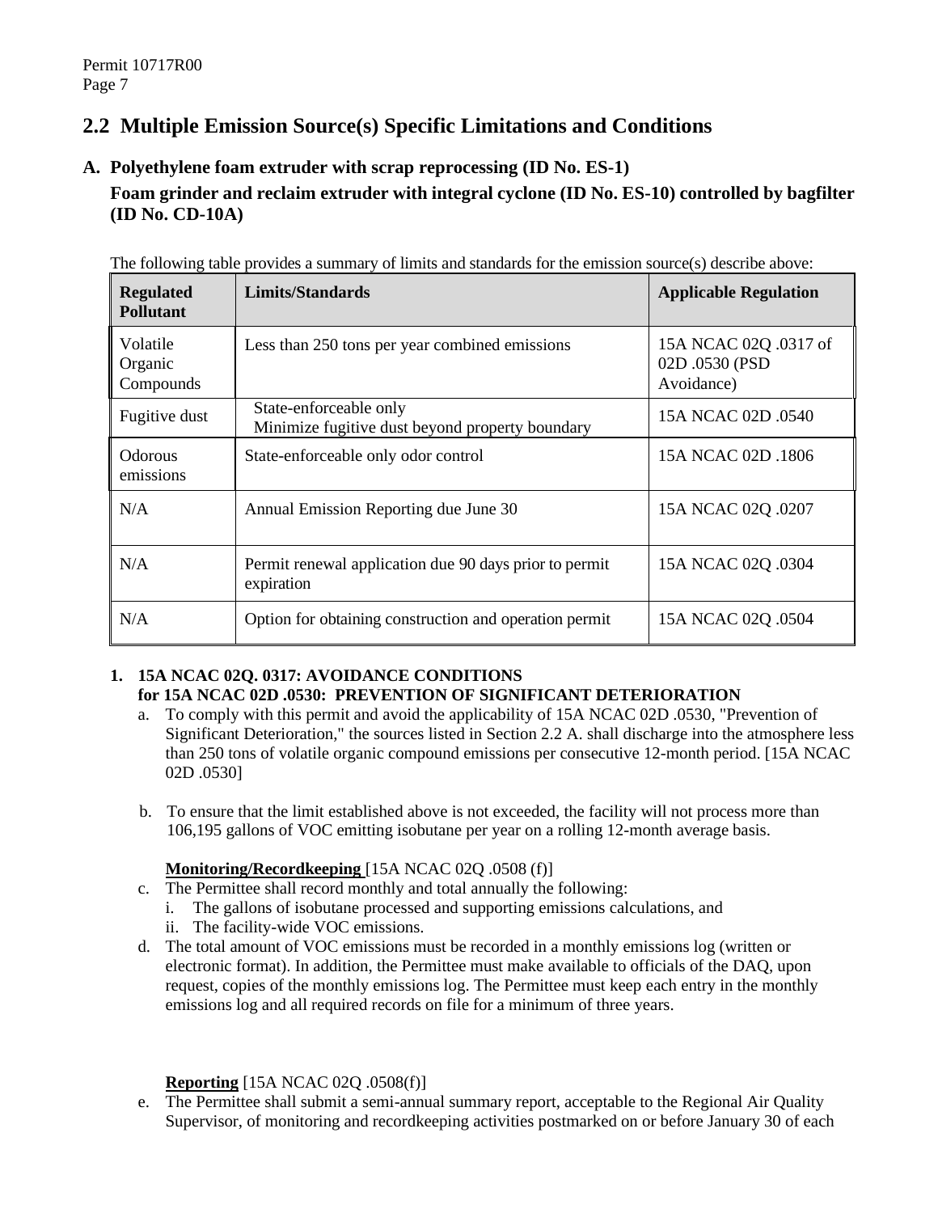## 2.2 Multiple Emission Source(s) Specific Limitations and Conditions

### A. Polyethylene foam extruder with scrap reprocessing (ID No. ES-1)

**Foam grinder and reclaim extruder with integral cyclone (ID No. ES-10) controlled by bagfilter (ID No. CD-10A)**

The following table provides a summary of limits and standards for the emission source(s) describe above:

| Regulated Pollutant | Limits/Standards | Applicable Regulation |
|---|---|---|
| Volatile Organic Compounds | Less than 250 tons per year combined emissions | 15A NCAC 02Q .0317 of 02D .0530 (PSD Avoidance) |
| Fugitive dust | State-enforceable only<br>Minimize fugitive dust beyond property boundary | 15A NCAC 02D .0540 |
| Odorous emissions | State-enforceable only odor control | 15A NCAC 02D .1806 |
| N/A | Annual Emission Reporting due June 30 | 15A NCAC 02Q .0207 |
| N/A | Permit renewal application due 90 days prior to permit expiration | 15A NCAC 02Q .0304 |
| N/A | Option for obtaining construction and operation permit | 15A NCAC 02Q .0504 |

**1. 15A NCAC 02Q. 0317: AVOIDANCE CONDITIONS for 15A NCAC 02D .0530: PREVENTION OF SIGNIFICANT DETERIORATION**

a. To comply with this permit and avoid the applicability of 15A NCAC 02D .0530, "Prevention of Significant Deterioration," the sources listed in Section 2.2 A. shall discharge into the atmosphere less than 250 tons of volatile organic compound emissions per consecutive 12-month period. [15A NCAC 02D .0530]

b. To ensure that the limit established above is not exceeded, the facility will not process more than 106,195 gallons of VOC emitting isobutane per year on a rolling 12-month average basis.

**Monitoring/Recordkeeping** [15A NCAC 02Q .0508 (f)]

c. The Permittee shall record monthly and total annually the following:
   i. The gallons of isobutane processed and supporting emissions calculations, and
   ii. The facility-wide VOC emissions.

d. The total amount of VOC emissions must be recorded in a monthly emissions log (written or electronic format). In addition, the Permittee must make available to officials of the DAQ, upon request, copies of the monthly emissions log. The Permittee must keep each entry in the monthly emissions log and all required records on file for a minimum of three years.

**Reporting** [15A NCAC 02Q .0508(f)]

e. The Permittee shall submit a semi-annual summary report, acceptable to the Regional Air Quality Supervisor, of monitoring and recordkeeping activities postmarked on or before January 30 of each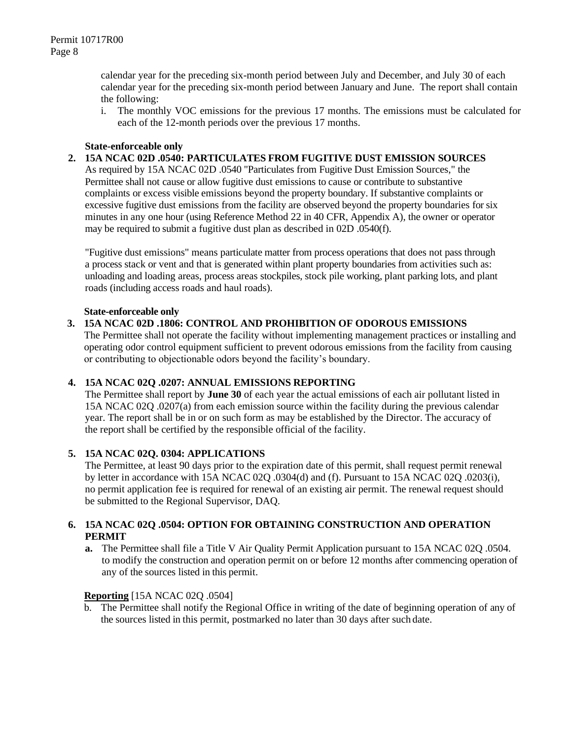calendar year for the preceding six-month period between July and December, and July 30 of each calendar year for the preceding six-month period between January and June. The report shall contain the following:

i. The monthly VOC emissions for the previous 17 months. The emissions must be calculated for each of the 12-month periods over the previous 17 months.

**State-enforceable only**

**2. 15A NCAC 02D .0540: PARTICULATES FROM FUGITIVE DUST EMISSION SOURCES**

As required by 15A NCAC 02D .0540 "Particulates from Fugitive Dust Emission Sources," the Permittee shall not cause or allow fugitive dust emissions to cause or contribute to substantive complaints or excess visible emissions beyond the property boundary. If substantive complaints or excessive fugitive dust emissions from the facility are observed beyond the property boundaries for six minutes in any one hour (using Reference Method 22 in 40 CFR, Appendix A), the owner or operator may be required to submit a fugitive dust plan as described in 02D .0540(f).

"Fugitive dust emissions" means particulate matter from process operations that does not pass through a process stack or vent and that is generated within plant property boundaries from activities such as: unloading and loading areas, process areas stockpiles, stock pile working, plant parking lots, and plant roads (including access roads and haul roads).

**State-enforceable only**

**3. 15A NCAC 02D .1806: CONTROL AND PROHIBITION OF ODOROUS EMISSIONS**

The Permittee shall not operate the facility without implementing management practices or installing and operating odor control equipment sufficient to prevent odorous emissions from the facility from causing or contributing to objectionable odors beyond the facility's boundary.

**4. 15A NCAC 02Q .0207: ANNUAL EMISSIONS REPORTING**

The Permittee shall report by **June 30** of each year the actual emissions of each air pollutant listed in 15A NCAC 02Q .0207(a) from each emission source within the facility during the previous calendar year. The report shall be in or on such form as may be established by the Director. The accuracy of the report shall be certified by the responsible official of the facility.

**5. 15A NCAC 02Q. 0304: APPLICATIONS**

The Permittee, at least 90 days prior to the expiration date of this permit, shall request permit renewal by letter in accordance with 15A NCAC 02Q .0304(d) and (f). Pursuant to 15A NCAC 02Q .0203(i), no permit application fee is required for renewal of an existing air permit. The renewal request should be submitted to the Regional Supervisor, DAQ.

**6. 15A NCAC 02Q .0504: OPTION FOR OBTAINING CONSTRUCTION AND OPERATION PERMIT**

**a.** The Permittee shall file a Title V Air Quality Permit Application pursuant to 15A NCAC 02Q .0504. to modify the construction and operation permit on or before 12 months after commencing operation of any of the sources listed in this permit.

**Reporting** [15A NCAC 02Q .0504]

b. The Permittee shall notify the Regional Office in writing of the date of beginning operation of any of the sources listed in this permit, postmarked no later than 30 days after such date.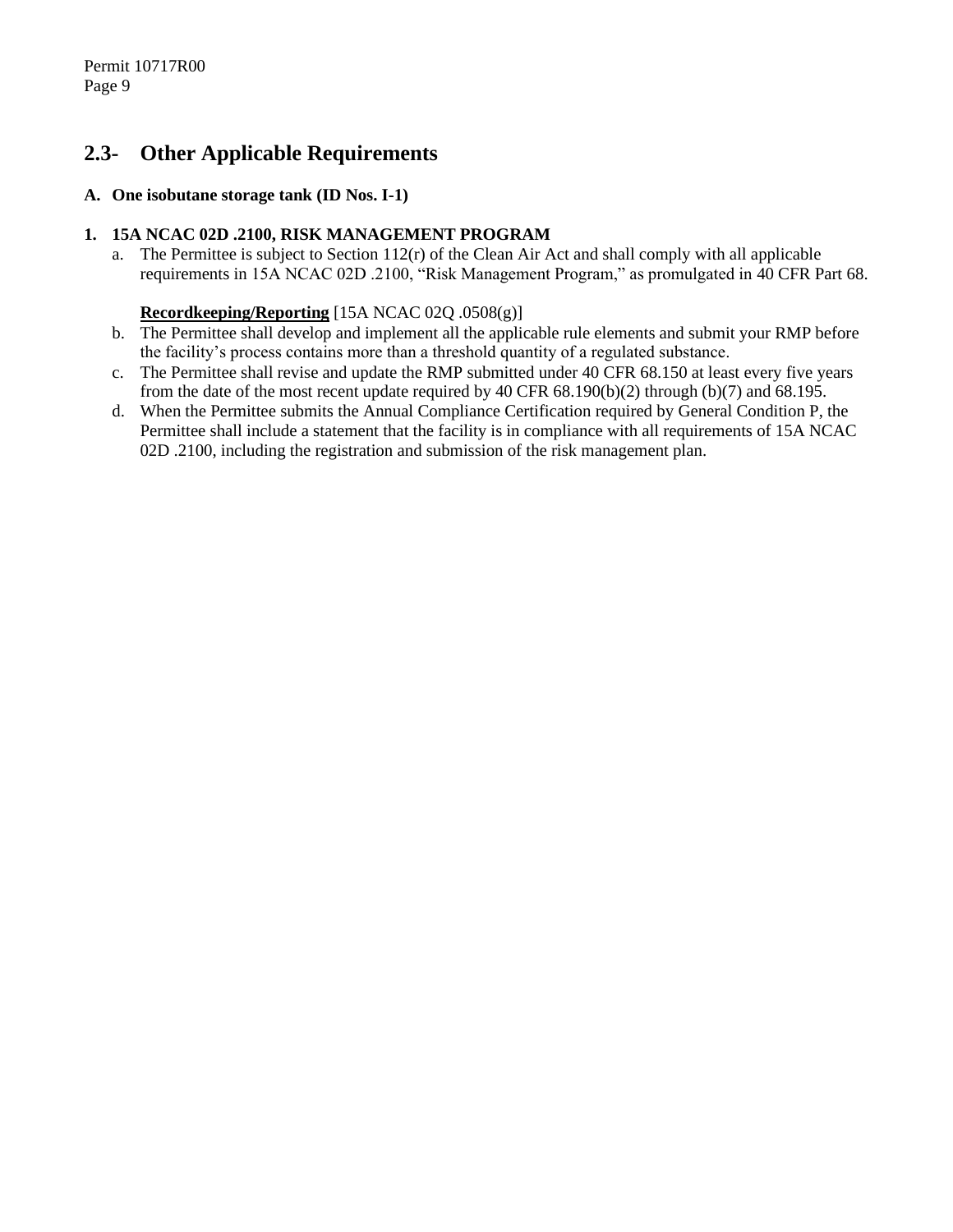## 2.3- Other Applicable Requirements

### A. One isobutane storage tank (ID Nos. I-1)

**1. 15A NCAC 02D .2100, RISK MANAGEMENT PROGRAM**

a. The Permittee is subject to Section 112(r) of the Clean Air Act and shall comply with all applicable requirements in 15A NCAC 02D .2100, "Risk Management Program," as promulgated in 40 CFR Part 68.

**Recordkeeping/Reporting** [15A NCAC 02Q .0508(g)]

b. The Permittee shall develop and implement all the applicable rule elements and submit your RMP before the facility's process contains more than a threshold quantity of a regulated substance.

c. The Permittee shall revise and update the RMP submitted under 40 CFR 68.150 at least every five years from the date of the most recent update required by 40 CFR 68.190(b)(2) through (b)(7) and 68.195.

d. When the Permittee submits the Annual Compliance Certification required by General Condition P, the Permittee shall include a statement that the facility is in compliance with all requirements of 15A NCAC 02D .2100, including the registration and submission of the risk management plan.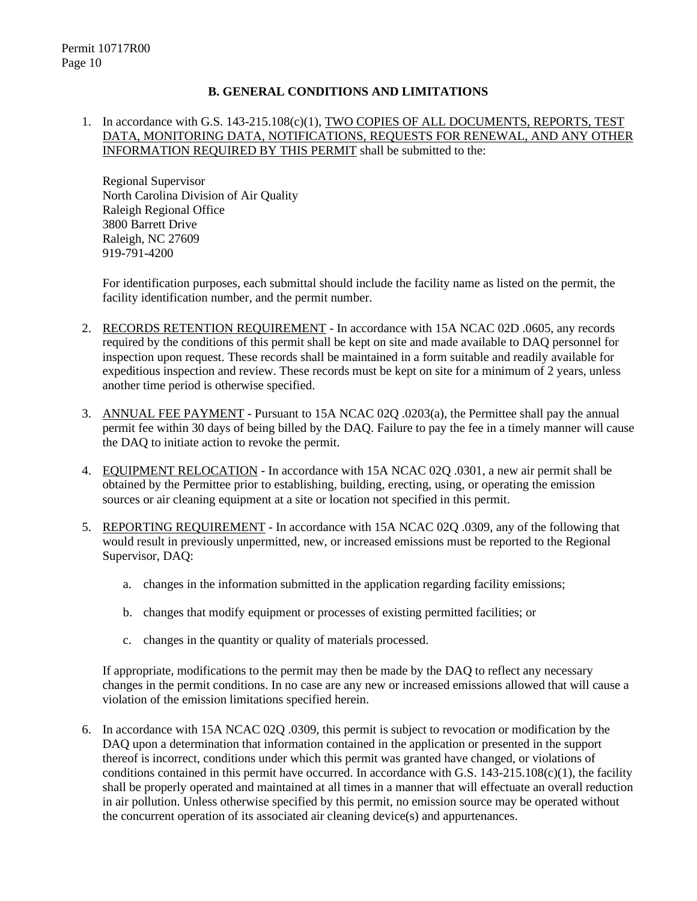## B. GENERAL CONDITIONS AND LIMITATIONS

1. In accordance with G.S. 143-215.108(c)(1), TWO COPIES OF ALL DOCUMENTS, REPORTS, TEST DATA, MONITORING DATA, NOTIFICATIONS, REQUESTS FOR RENEWAL, AND ANY OTHER INFORMATION REQUIRED BY THIS PERMIT shall be submitted to the:

   Regional Supervisor
   North Carolina Division of Air Quality
   Raleigh Regional Office
   3800 Barrett Drive
   Raleigh, NC 27609
   919-791-4200

   For identification purposes, each submittal should include the facility name as listed on the permit, the facility identification number, and the permit number.

2. RECORDS RETENTION REQUIREMENT - In accordance with 15A NCAC 02D .0605, any records required by the conditions of this permit shall be kept on site and made available to DAQ personnel for inspection upon request. These records shall be maintained in a form suitable and readily available for expeditious inspection and review. These records must be kept on site for a minimum of 2 years, unless another time period is otherwise specified.

3. ANNUAL FEE PAYMENT - Pursuant to 15A NCAC 02Q .0203(a), the Permittee shall pay the annual permit fee within 30 days of being billed by the DAQ. Failure to pay the fee in a timely manner will cause the DAQ to initiate action to revoke the permit.

4. EQUIPMENT RELOCATION - In accordance with 15A NCAC 02Q .0301, a new air permit shall be obtained by the Permittee prior to establishing, building, erecting, using, or operating the emission sources or air cleaning equipment at a site or location not specified in this permit.

5. REPORTING REQUIREMENT - In accordance with 15A NCAC 02Q .0309, any of the following that would result in previously unpermitted, new, or increased emissions must be reported to the Regional Supervisor, DAQ:

   a. changes in the information submitted in the application regarding facility emissions;

   b. changes that modify equipment or processes of existing permitted facilities; or

   c. changes in the quantity or quality of materials processed.

   If appropriate, modifications to the permit may then be made by the DAQ to reflect any necessary changes in the permit conditions. In no case are any new or increased emissions allowed that will cause a violation of the emission limitations specified herein.

6. In accordance with 15A NCAC 02Q .0309, this permit is subject to revocation or modification by the DAQ upon a determination that information contained in the application or presented in the support thereof is incorrect, conditions under which this permit was granted have changed, or violations of conditions contained in this permit have occurred. In accordance with G.S. 143-215.108(c)(1), the facility shall be properly operated and maintained at all times in a manner that will effectuate an overall reduction in air pollution. Unless otherwise specified by this permit, no emission source may be operated without the concurrent operation of its associated air cleaning device(s) and appurtenances.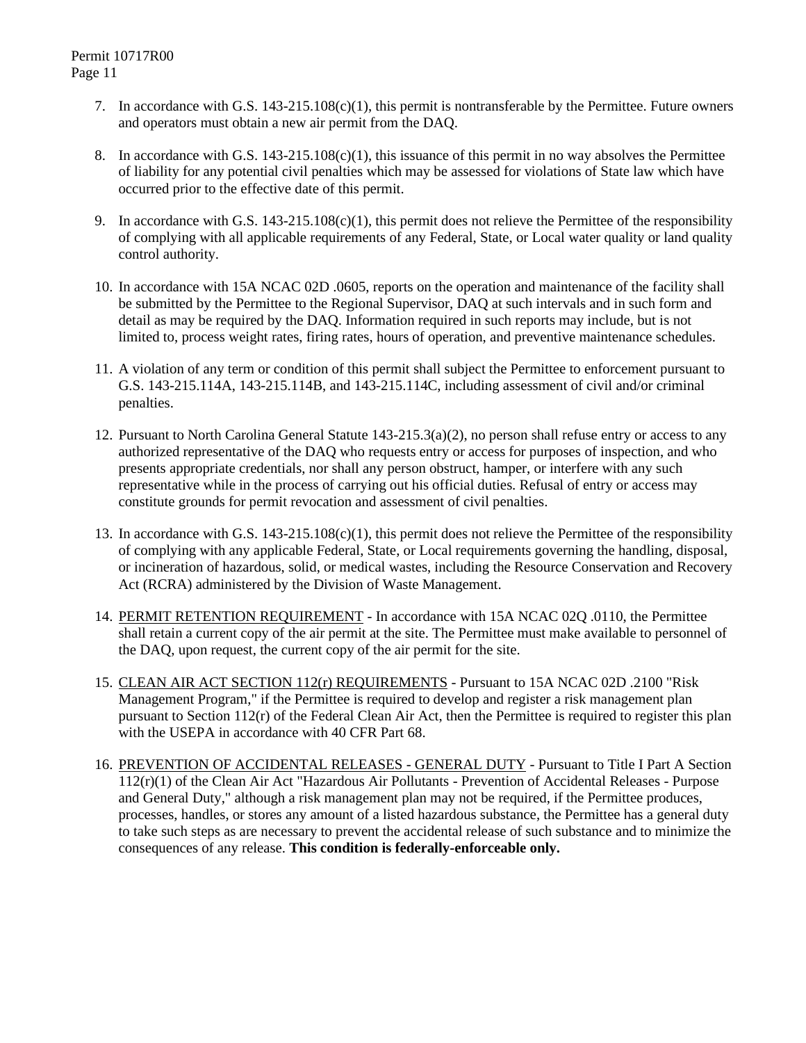7. In accordance with G.S. 143-215.108(c)(1), this permit is nontransferable by the Permittee. Future owners and operators must obtain a new air permit from the DAQ.

8. In accordance with G.S. 143-215.108(c)(1), this issuance of this permit in no way absolves the Permittee of liability for any potential civil penalties which may be assessed for violations of State law which have occurred prior to the effective date of this permit.

9. In accordance with G.S. 143-215.108(c)(1), this permit does not relieve the Permittee of the responsibility of complying with all applicable requirements of any Federal, State, or Local water quality or land quality control authority.

10. In accordance with 15A NCAC 02D .0605, reports on the operation and maintenance of the facility shall be submitted by the Permittee to the Regional Supervisor, DAQ at such intervals and in such form and detail as may be required by the DAQ. Information required in such reports may include, but is not limited to, process weight rates, firing rates, hours of operation, and preventive maintenance schedules.

11. A violation of any term or condition of this permit shall subject the Permittee to enforcement pursuant to G.S. 143-215.114A, 143-215.114B, and 143-215.114C, including assessment of civil and/or criminal penalties.

12. Pursuant to North Carolina General Statute 143-215.3(a)(2), no person shall refuse entry or access to any authorized representative of the DAQ who requests entry or access for purposes of inspection, and who presents appropriate credentials, nor shall any person obstruct, hamper, or interfere with any such representative while in the process of carrying out his official duties. Refusal of entry or access may constitute grounds for permit revocation and assessment of civil penalties.

13. In accordance with G.S. 143-215.108(c)(1), this permit does not relieve the Permittee of the responsibility of complying with any applicable Federal, State, or Local requirements governing the handling, disposal, or incineration of hazardous, solid, or medical wastes, including the Resource Conservation and Recovery Act (RCRA) administered by the Division of Waste Management.

14. PERMIT RETENTION REQUIREMENT - In accordance with 15A NCAC 02Q .0110, the Permittee shall retain a current copy of the air permit at the site. The Permittee must make available to personnel of the DAQ, upon request, the current copy of the air permit for the site.

15. CLEAN AIR ACT SECTION 112(r) REQUIREMENTS - Pursuant to 15A NCAC 02D .2100 "Risk Management Program," if the Permittee is required to develop and register a risk management plan pursuant to Section 112(r) of the Federal Clean Air Act, then the Permittee is required to register this plan with the USEPA in accordance with 40 CFR Part 68.

16. PREVENTION OF ACCIDENTAL RELEASES - GENERAL DUTY - Pursuant to Title I Part A Section 112(r)(1) of the Clean Air Act "Hazardous Air Pollutants - Prevention of Accidental Releases - Purpose and General Duty," although a risk management plan may not be required, if the Permittee produces, processes, handles, or stores any amount of a listed hazardous substance, the Permittee has a general duty to take such steps as are necessary to prevent the accidental release of such substance and to minimize the consequences of any release. **This condition is federally-enforceable only.**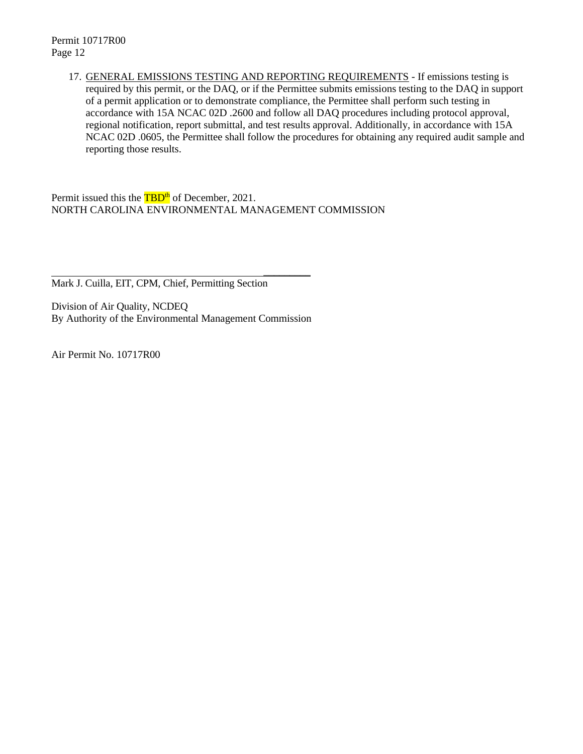17. GENERAL EMISSIONS TESTING AND REPORTING REQUIREMENTS - If emissions testing is required by this permit, or the DAQ, or if the Permittee submits emissions testing to the DAQ in support of a permit application or to demonstrate compliance, the Permittee shall perform such testing in accordance with 15A NCAC 02D .2600 and follow all DAQ procedures including protocol approval, regional notification, report submittal, and test results approval. Additionally, in accordance with 15A NCAC 02D .0605, the Permittee shall follow the procedures for obtaining any required audit sample and reporting those results.

Permit issued this the TBD$^{th}$ of December, 2021.
NORTH CAROLINA ENVIRONMENTAL MANAGEMENT COMMISSION

_______________________________________________

Mark J. Cuilla, EIT, CPM, Chief, Permitting Section

Division of Air Quality, NCDEQ
By Authority of the Environmental Management Commission

Air Permit No. 10717R00